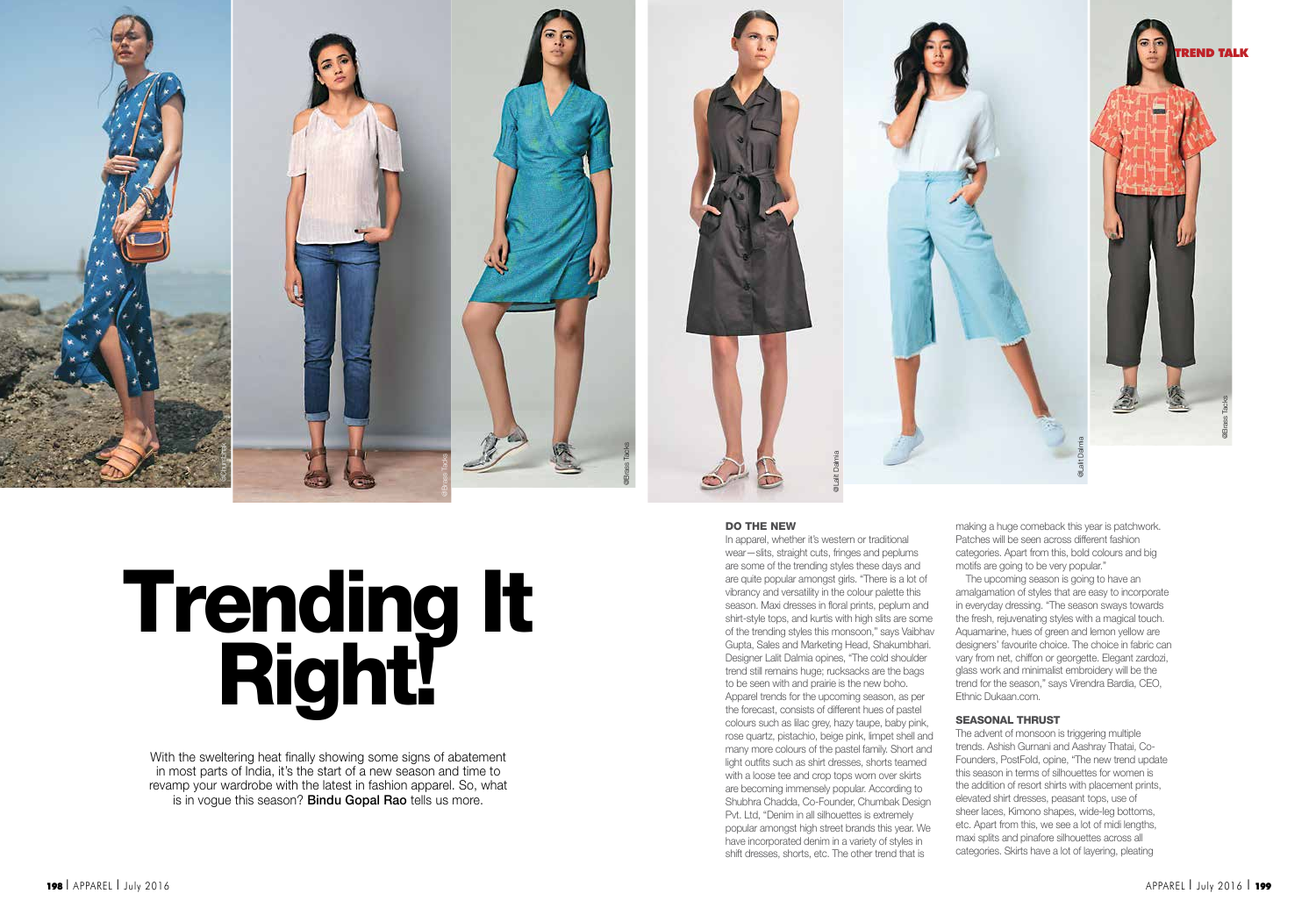# Trending It Right!

With the sweltering heat finally showing some signs of abatement in most parts of India, it's the start of a new season and time to revamp your wardrobe with the latest in fashion apparel. So, what is in vogue this season? **Bindu Gopal Rao** tells us more.

## DO THE NEW

In apparel, whether it's western or traditional wear—slits, straight cuts, fringes and peplums are some of the trending styles these days and are quite popular amongst girls. "There is a lot of vibrancy and versatility in the colour palette this season. Maxi dresses in floral prints, peplum and shirt-style tops, and kurtis with high slits are some of the trending styles this monsoon," says Vaibhav Gupta, Sales and Marketing Head, Shakumbhari. Designer Lalit Dalmia opines, "The cold shoulder trend still remains huge; rucksacks are the bags to be seen with and prairie is the new boho. Apparel trends for the upcoming season, as per the forecast, consists of different hues of pastel colours such as lilac grey, hazy taupe, baby pink, rose quartz, pistachio, beige pink, limpet shell and many more colours of the pastel family. Short and light outfits such as shirt dresses, shorts teamed with a loose tee and crop tops worn over skirts are becoming immensely popular. According to Shubhra Chadda, Co-Founder, Chumbak Design Pvt. Ltd, "Denim in all silhouettes is extremely popular amongst high street brands this year. We have incorporated denim in a variety of styles in shift dresses, shorts, etc. The other trend that is making a huge comeback this year is patchwork. Patches will be seen across different fashion categories. Apart from this, bold colours and big motifs are going to be very popular."

The upcoming season is going to have an amalgamation of styles that are easy to incorporate in everyday dressing. "The season sways towards the fresh, rejuvenating styles with a magical touch. Aquamarine, hues of green and lemon yellow are designers' favourite choice. The choice in fabric can vary from net, chiffon or georgette. Elegant zardozi, glass work and minimalist embroidery will be the trend for the season," says Virendra Bardia, CEO, Ethnic Dukaan.com.

## SEASONAL THRUST

The advent of monsoon is triggering multiple trends. Ashish Gurnani and Aashray Thatai, Co-Founders, PostFold, opine, "The new trend update this season in terms of silhouettes for women is the addition of resort shirts with placement prints, elevated shirt dresses, peasant tops, use of sheer laces, Kimono shapes, wide-leg bottoms, etc. Apart from this, we see a lot of midi lengths, maxi splits and pinafore silhouettes across all categories. Skirts have a lot of layering, pleating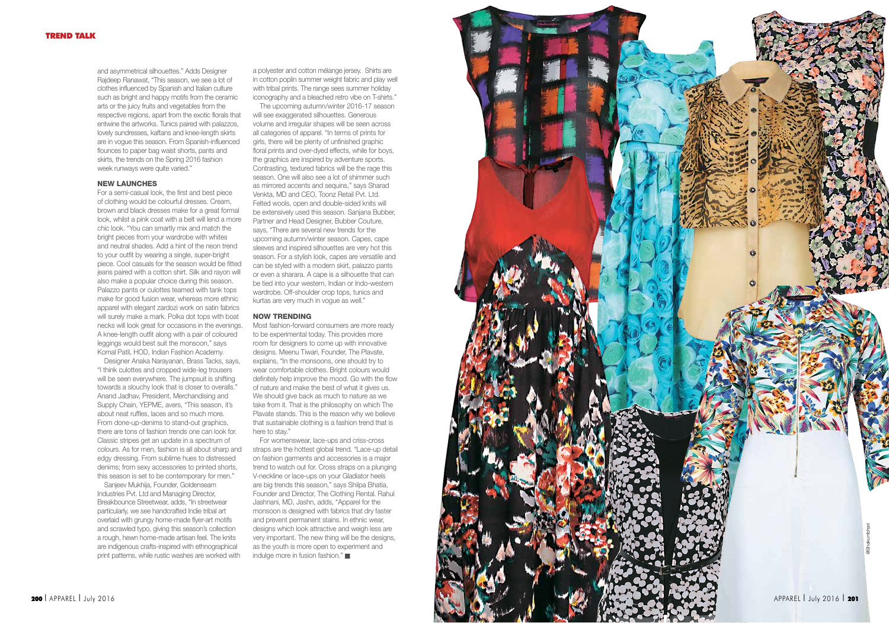and asymmetrical silhouettes." Adds Designer Rajdeep Ranawat, "This season, we see a lot of clothes influenced by Spanish and Italian culture such as bright and happy motifs from the ceramic arts or the juicy fruits and vegetables from the respective regions, apart from the exotic florals that entwine the artworks. Tunics paired with palazzos, lovely sundresses, kaftans and knee-length skirts are in vogue this season. From Spanish-influenced flounces to paper bag waist shorts, pants and skirts, the trends on the Spring 2016 fashion week runways were quite varied."

## NEW LAUNCHES

For a semi-casual look, the first and best piece of clothing would be colourful dresses. Cream, brown and black dresses make for a great formal look, whilst a pink coat with a belt will lend a more chic look. "You can smartly mix and match the bright pieces from your wardrobe with whites and neutral shades. Add a hint of the neon trend to your outfit by wearing a single, super-bright piece. Cool casuals for the season would be fitted jeans paired with a cotton shirt. Silk and rayon will also make a popular choice during this season. Palazzo pants or culottes teamed with tank tops make for good fusion wear, whereas more ethnic apparel with elegant zardozi work on satin fabrics will surely make a mark. Polka dot tops with boat necks will look great for occasions in the evenings. A knee-length outfit along with a pair of coloured leggings would best suit the monsoon," says Komal Patil, HOD, Indian Fashion Academy.

Designer Anaka Narayanan, Brass Tacks, says, "I think culottes and cropped wide-leg trousers will be seen everywhere. The jumpsuit is shifting towards a slouchy look that is closer to overalls." Anand Jadhav, President, Merchandising and Supply Chain, YEPME, avers, "This season, it's about neat ruffles, laces and so much more. From done-up-denims to stand-out graphics, there are tons of fashion trends one can look for. Classic stripes get an update in a spectrum of colours. As for men, fashion is all about sharp and edgy dressing. From sublime hues to distressed denims; from sexy accessories to printed shorts, this season is set to be contemporary for men."

Sanjeev Mukhija, Founder, Goldenseam Industries Pvt. Ltd and Managing Director, Breakbounce Streetwear, adds, "In streetwear particularly, we see handcrafted Indie tribal art overlaid with grungy home-made flyer-art motifs and scrawled typo, giving this season's collection a rough, hewn home-made artisan feel. The knits are indigenous crafts-inspired with ethnographical print patterns, while rustic washes are worked with a polyester and cotton mélange jersey. Shirts are in cotton poplin summer weight fabric and play well with tribal prints. The range sees summer holiday iconography and a bleached retro vibe on T-shirts."

The upcoming autumn/winter 2016-17 season will see exaggerated silhouettes. Generous volume and irregular shapes will be seen across all categories of apparel. "In terms of prints for girls, there will be plenty of unfinished graphic floral prints and over-dyed effects, while for boys, the graphics are inspired by adventure sports. Contrasting, textured fabrics will be the rage this season. One will also see a lot of shimmer such as mirrored accents and sequins," says Sharad Venkta, MD and CEO, Toonz Retail Pvt. Ltd. Felted wools, open and double-sided knits will be extensively used this season. Sanjana Bubber, Partner and Head Designer, Bubber Couture, says, "There are several new trends for the upcoming autumn/winter season. Capes, cape sleeves and inspired silhouettes are very hot this season. For a stylish look, capes are versatile and can be styled with a modern skirt, palazzo pants or even a sharara. A cape is a silhouette that can be tied into your western, Indian or Indo-western wardrobe. Off-shoulder crop tops, tunics and kurtas are very much in vogue as well."

## NOW TRENDING

Most fashion-forward consumers are more ready to be experimental today. This provides more room for designers to come up with innovative designs. Meenu Tiwari, Founder, The Plavate, explains, "In the monsoons, one should try to wear comfortable clothes. Bright colours would definitely help improve the mood. Go with the flow of nature and make the best of what it gives us. We should give back as much to nature as we take from it. That is the philosophy on which The Plavate stands. This is the reason why we believe that sustainable clothing is a fashion trend that is here to stay."

For womenswear, lace-ups and criss-cross straps are the hottest global trend. "Lace-up detail on fashion garments and accessories is a major trend to watch out for. Cross straps on a plunging V-neckline or lace-ups on your Gladiator heels are big trends this season," says Shilpa Bhatia, Founder and Director, The Clothing Rental. Rahul Jashnani, MD, Jashn, adds, "Apparel for the monsoon is designed with fabrics that dry faster and prevent permanent stains. In ethnic wear, designs which look attractive and weigh less are very important. The new thing will be the designs, as the youth is more open to experiment and indulge more in fusion fashion." ■

@Shakumbhari